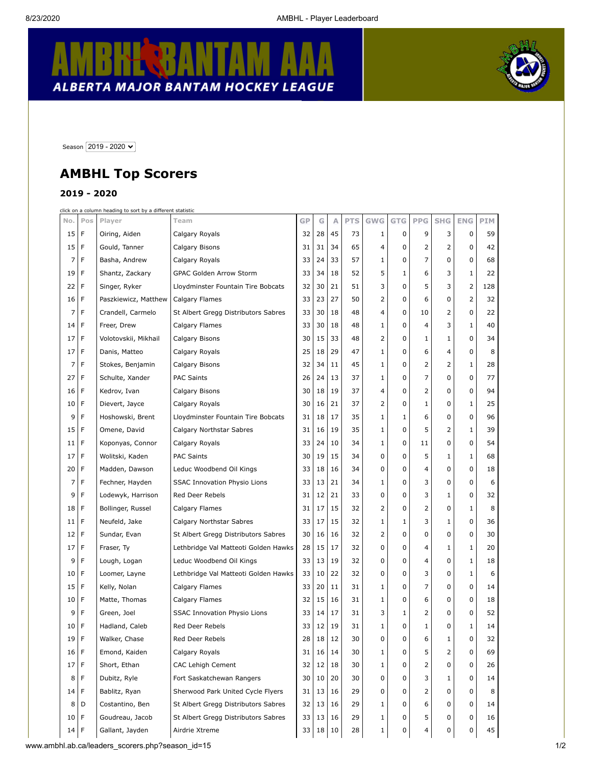ALBERTA MAJOR BANTAM HOCKEY LEAGUE

Season 2019 - 2020

# AMBHL Top Scorers

### 2019 - 2020

click on a column heading to sort by a different statistic

| No. | Pos | Player | Team | GP | G | A | PTS | GWG | GTG | PPG | SHG | ENG | PIM |
|---|---|---|---|---|---|---|---|---|---|---|---|---|---|
| 15 | F | Oiring, Aiden | Calgary Royals | 32 | 28 | 45 | 73 | 1 | 0 | 9 | 3 | 0 | 59 |
| 15 | F | Gould, Tanner | Calgary Bisons | 31 | 31 | 34 | 65 | 4 | 0 | 2 | 2 | 0 | 42 |
| 7 | F | Basha, Andrew | Calgary Royals | 33 | 24 | 33 | 57 | 1 | 0 | 7 | 0 | 0 | 68 |
| 19 | F | Shantz, Zackary | GPAC Golden Arrow Storm | 33 | 34 | 18 | 52 | 5 | 1 | 6 | 3 | 1 | 22 |
| 22 | F | Singer, Ryker | Lloydminster Fountain Tire Bobcats | 32 | 30 | 21 | 51 | 3 | 0 | 5 | 3 | 2 | 128 |
| 16 | F | Paszkiewicz, Matthew | Calgary Flames | 33 | 23 | 27 | 50 | 2 | 0 | 6 | 0 | 2 | 32 |
| 7 | F | Crandell, Carmelo | St Albert Gregg Distributors Sabres | 33 | 30 | 18 | 48 | 4 | 0 | 10 | 2 | 0 | 22 |
| 14 | F | Freer, Drew | Calgary Flames | 33 | 30 | 18 | 48 | 1 | 0 | 4 | 3 | 1 | 40 |
| 17 | F | Volotovskii, Mikhail | Calgary Bisons | 30 | 15 | 33 | 48 | 2 | 0 | 1 | 1 | 0 | 34 |
| 17 | F | Danis, Matteo | Calgary Royals | 25 | 18 | 29 | 47 | 1 | 0 | 6 | 4 | 0 | 8 |
| 7 | F | Stokes, Benjamin | Calgary Bisons | 32 | 34 | 11 | 45 | 1 | 0 | 2 | 2 | 1 | 28 |
| 27 | F | Schulte, Xander | PAC Saints | 26 | 24 | 13 | 37 | 1 | 0 | 7 | 0 | 0 | 77 |
| 16 | F | Kedrov, Ivan | Calgary Bisons | 30 | 18 | 19 | 37 | 4 | 0 | 2 | 0 | 0 | 94 |
| 10 | F | Dievert, Jayce | Calgary Royals | 30 | 16 | 21 | 37 | 2 | 0 | 1 | 0 | 1 | 25 |
| 9 | F | Hoshowski, Brent | Lloydminster Fountain Tire Bobcats | 31 | 18 | 17 | 35 | 1 | 1 | 6 | 0 | 0 | 96 |
| 15 | F | Omene, David | Calgary Northstar Sabres | 31 | 16 | 19 | 35 | 1 | 0 | 5 | 2 | 1 | 39 |
| 11 | F | Koponyas, Connor | Calgary Royals | 33 | 24 | 10 | 34 | 1 | 0 | 11 | 0 | 0 | 54 |
| 17 | F | Wolitski, Kaden | PAC Saints | 30 | 19 | 15 | 34 | 0 | 0 | 5 | 1 | 1 | 68 |
| 20 | F | Madden, Dawson | Leduc Woodbend Oil Kings | 33 | 18 | 16 | 34 | 0 | 0 | 4 | 0 | 0 | 18 |
| 7 | F | Fechner, Hayden | SSAC Innovation Physio Lions | 33 | 13 | 21 | 34 | 1 | 0 | 3 | 0 | 0 | 6 |
| 9 | F | Lodewyk, Harrison | Red Deer Rebels | 31 | 12 | 21 | 33 | 0 | 0 | 3 | 1 | 0 | 32 |
| 18 | F | Bollinger, Russel | Calgary Flames | 31 | 17 | 15 | 32 | 2 | 0 | 2 | 0 | 1 | 8 |
| 11 | F | Neufeld, Jake | Calgary Northstar Sabres | 33 | 17 | 15 | 32 | 1 | 1 | 3 | 1 | 0 | 36 |
| 12 | F | Sundar, Evan | St Albert Gregg Distributors Sabres | 30 | 16 | 16 | 32 | 2 | 0 | 0 | 0 | 0 | 30 |
| 17 | F | Fraser, Ty | Lethbridge Val Matteoti Golden Hawks | 28 | 15 | 17 | 32 | 0 | 0 | 4 | 1 | 1 | 20 |
| 9 | F | Lough, Logan | Leduc Woodbend Oil Kings | 33 | 13 | 19 | 32 | 0 | 0 | 4 | 0 | 1 | 18 |
| 10 | F | Loomer, Layne | Lethbridge Val Matteoti Golden Hawks | 33 | 10 | 22 | 32 | 0 | 0 | 3 | 0 | 1 | 6 |
| 15 | F | Kelly, Nolan | Calgary Flames | 33 | 20 | 11 | 31 | 1 | 0 | 7 | 0 | 0 | 14 |
| 10 | F | Matte, Thomas | Calgary Flames | 32 | 15 | 16 | 31 | 1 | 0 | 6 | 0 | 0 | 18 |
| 9 | F | Green, Joel | SSAC Innovation Physio Lions | 33 | 14 | 17 | 31 | 3 | 1 | 2 | 0 | 0 | 52 |
| 10 | F | Hadland, Caleb | Red Deer Rebels | 33 | 12 | 19 | 31 | 1 | 0 | 1 | 0 | 1 | 14 |
| 19 | F | Walker, Chase | Red Deer Rebels | 28 | 18 | 12 | 30 | 0 | 0 | 6 | 1 | 0 | 32 |
| 16 | F | Emond, Kaiden | Calgary Royals | 31 | 16 | 14 | 30 | 1 | 0 | 5 | 2 | 0 | 69 |
| 17 | F | Short, Ethan | CAC Lehigh Cement | 32 | 12 | 18 | 30 | 1 | 0 | 2 | 0 | 0 | 26 |
| 8 | F | Dubitz, Ryle | Fort Saskatchewan Rangers | 30 | 10 | 20 | 30 | 0 | 0 | 3 | 1 | 0 | 14 |
| 14 | F | Bablitz, Ryan | Sherwood Park United Cycle Flyers | 31 | 13 | 16 | 29 | 0 | 0 | 2 | 0 | 0 | 8 |
| 8 | D | Costantino, Ben | St Albert Gregg Distributors Sabres | 32 | 13 | 16 | 29 | 1 | 0 | 6 | 0 | 0 | 14 |
| 10 | F | Goudreau, Jacob | St Albert Gregg Distributors Sabres | 33 | 13 | 16 | 29 | 1 | 0 | 5 | 0 | 0 | 16 |
| 14 | F | Gallant, Jayden | Airdrie Xtreme | 33 | 18 | 10 | 28 | 1 | 0 | 4 | 0 | 0 | 45 |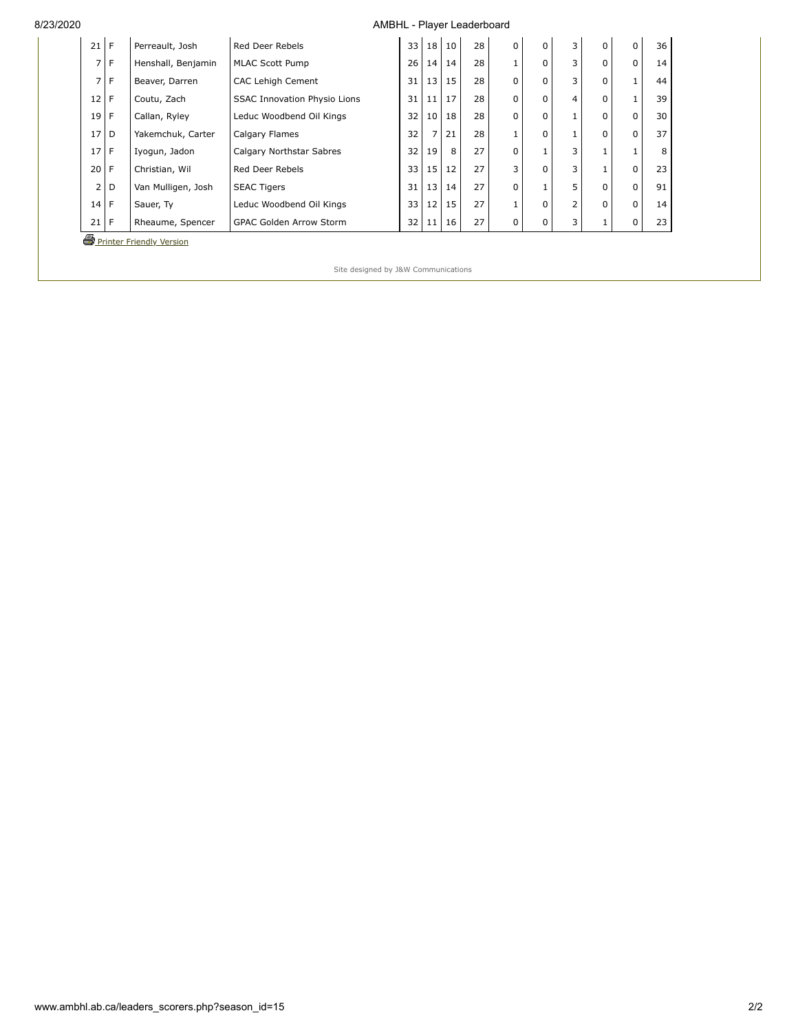| | | | | | | | | | | | | | |
|---|---|---|---|---|---|---|---|---|---|---|---|---|---|
| 21 | F | Perreault, Josh | Red Deer Rebels | 33 | 18 | 10 | 28 | 0 | 0 | 3 | 0 | 0 | 36 |
| 7 | F | Henshall, Benjamin | MLAC Scott Pump | 26 | 14 | 14 | 28 | 1 | 0 | 3 | 0 | 0 | 14 |
| 7 | F | Beaver, Darren | CAC Lehigh Cement | 31 | 13 | 15 | 28 | 0 | 0 | 3 | 0 | 1 | 44 |
| 12 | F | Coutu, Zach | SSAC Innovation Physio Lions | 31 | 11 | 17 | 28 | 0 | 0 | 4 | 0 | 1 | 39 |
| 19 | F | Callan, Ryley | Leduc Woodbend Oil Kings | 32 | 10 | 18 | 28 | 0 | 0 | 1 | 0 | 0 | 30 |
| 17 | D | Yakemchuk, Carter | Calgary Flames | 32 | 7 | 21 | 28 | 1 | 0 | 1 | 0 | 0 | 37 |
| 17 | F | Iyogun, Jadon | Calgary Northstar Sabres | 32 | 19 | 8 | 27 | 0 | 1 | 3 | 1 | 1 | 8 |
| 20 | F | Christian, Wil | Red Deer Rebels | 33 | 15 | 12 | 27 | 3 | 0 | 3 | 1 | 0 | 23 |
| 2 | D | Van Mulligen, Josh | SEAC Tigers | 31 | 13 | 14 | 27 | 0 | 1 | 5 | 0 | 0 | 91 |
| 14 | F | Sauer, Ty | Leduc Woodbend Oil Kings | 33 | 12 | 15 | 27 | 1 | 0 | 2 | 0 | 0 | 14 |
| 21 | F | Rheaume, Spencer | GPAC Golden Arrow Storm | 32 | 11 | 16 | 27 | 0 | 0 | 3 | 1 | 0 | 23 |

Printer Friendly Version

Site designed by J&W Communications